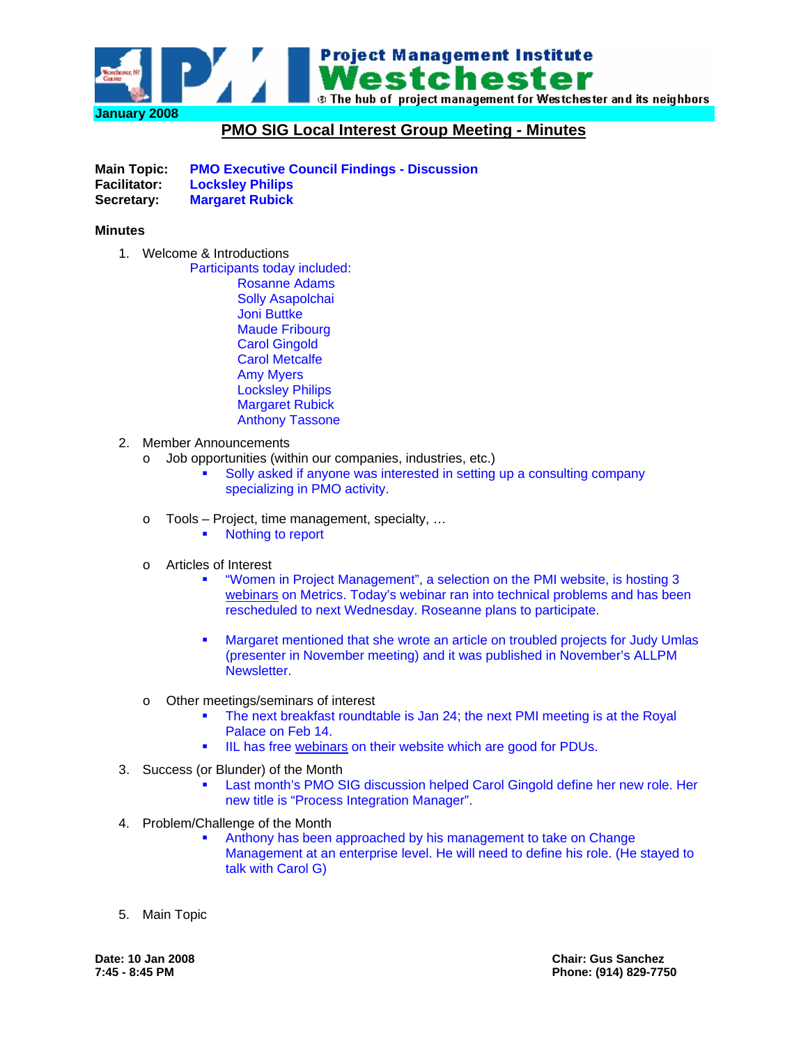Project Management Institute **Westchester**
The hub of project management for Westchester and its neighbors

**January 2008**

## PMO SIG Local Interest Group Meeting - Minutes

**Main Topic:** **PMO Executive Council Findings - Discussion**
**Facilitator:** **Locksley Philips**
**Secretary:** **Margaret Rubick**

**Minutes**

1. Welcome & Introductions

   Participants today included:
   - Rosanne Adams
   - Solly Asapolchai
   - Joni Buttke
   - Maude Fribourg
   - Carol Gingold
   - Carol Metcalfe
   - Amy Myers
   - Locksley Philips
   - Margaret Rubick
   - Anthony Tassone

2. Member Announcements
   - Job opportunities (within our companies, industries, etc.)
     - Solly asked if anyone was interested in setting up a consulting company specializing in PMO activity.
   - Tools – Project, time management, specialty, …
     - Nothing to report
   - Articles of Interest
     - "Women in Project Management", a selection on the PMI website, is hosting 3 webinars on Metrics. Today's webinar ran into technical problems and has been rescheduled to next Wednesday. Roseanne plans to participate.
     - Margaret mentioned that she wrote an article on troubled projects for Judy Umlas (presenter in November meeting) and it was published in November's ALLPM Newsletter.
   - Other meetings/seminars of interest
     - The next breakfast roundtable is Jan 24; the next PMI meeting is at the Royal Palace on Feb 14.
     - IIL has free webinars on their website which are good for PDUs.

3. Success (or Blunder) of the Month
   - Last month's PMO SIG discussion helped Carol Gingold define her new role. Her new title is "Process Integration Manager".

4. Problem/Challenge of the Month
   - Anthony has been approached by his management to take on Change Management at an enterprise level. He will need to define his role. (He stayed to talk with Carol G)

5. Main Topic

**Date: 10 Jan 2008**
**7:45 - 8:45 PM**

**Chair: Gus Sanchez**
**Phone: (914) 829-7750**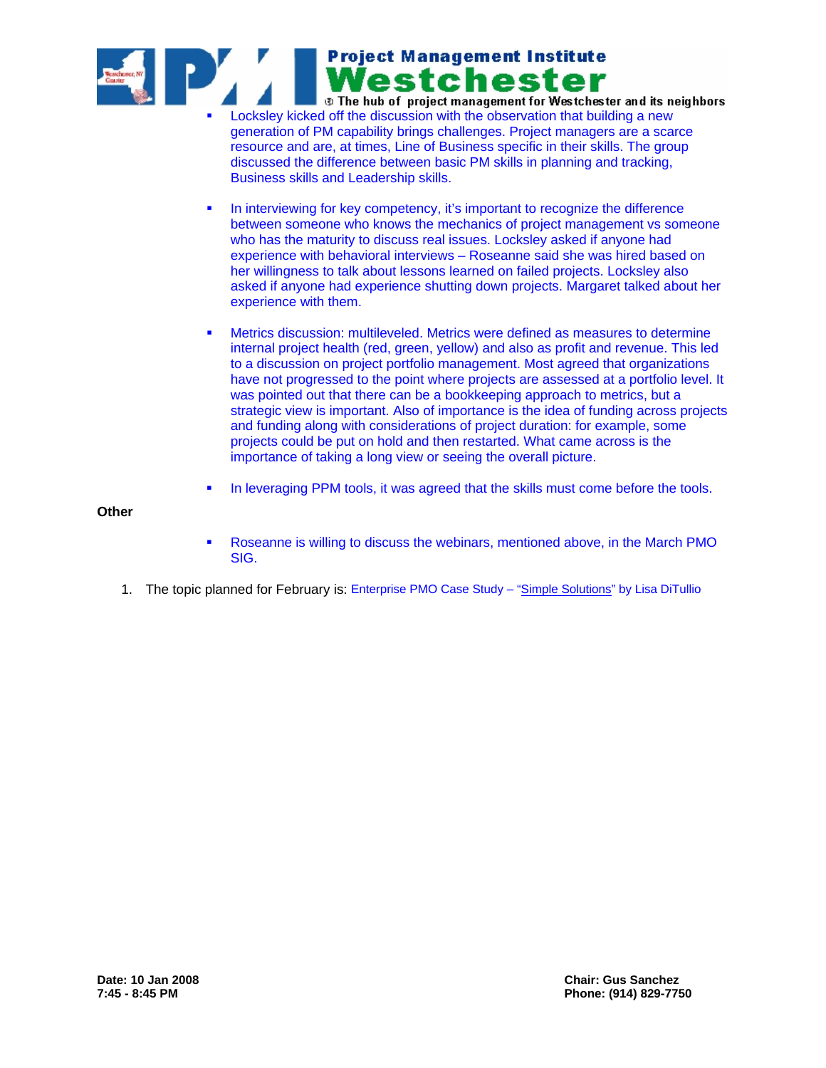- Locksley kicked off the discussion with the observation that building a new generation of PM capability brings challenges. Project managers are a scarce resource and are, at times, Line of Business specific in their skills. The group discussed the difference between basic PM skills in planning and tracking, Business skills and Leadership skills.

- In interviewing for key competency, it's important to recognize the difference between someone who knows the mechanics of project management vs someone who has the maturity to discuss real issues. Locksley asked if anyone had experience with behavioral interviews – Roseanne said she was hired based on her willingness to talk about lessons learned on failed projects. Locksley also asked if anyone had experience shutting down projects. Margaret talked about her experience with them.

- Metrics discussion: multileveled. Metrics were defined as measures to determine internal project health (red, green, yellow) and also as profit and revenue. This led to a discussion on project portfolio management. Most agreed that organizations have not progressed to the point where projects are assessed at a portfolio level. It was pointed out that there can be a bookkeeping approach to metrics, but a strategic view is important. Also of importance is the idea of funding across projects and funding along with considerations of project duration: for example, some projects could be put on hold and then restarted. What came across is the importance of taking a long view or seeing the overall picture.

- In leveraging PPM tools, it was agreed that the skills must come before the tools.

**Other**

- Roseanne is willing to discuss the webinars, mentioned above, in the March PMO SIG.

1. The topic planned for February is: Enterprise PMO Case Study – "Simple Solutions" by Lisa DiTullio

**Date: 10 Jan 2008**
**7:45 - 8:45 PM**

**Chair: Gus Sanchez**
**Phone: (914) 829-7750**